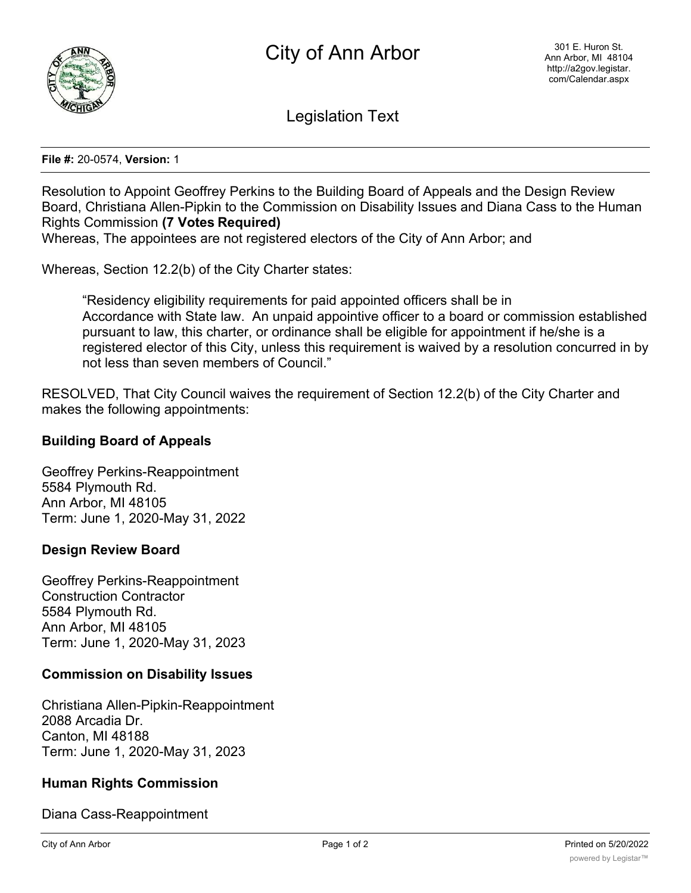# City of Ann Arbor

301 E. Huron St.
Ann Arbor, MI 48104
http://a2gov.legistar.com/Calendar.aspx

## Legislation Text

**File #:** 20-0574, **Version:** 1

Resolution to Appoint Geoffrey Perkins to the Building Board of Appeals and the Design Review Board, Christiana Allen-Pipkin to the Commission on Disability Issues and Diana Cass to the Human Rights Commission **(7 Votes Required)**

Whereas, The appointees are not registered electors of the City of Ann Arbor; and

Whereas, Section 12.2(b) of the City Charter states:

> "Residency eligibility requirements for paid appointed officers shall be in Accordance with State law. An unpaid appointive officer to a board or commission established pursuant to law, this charter, or ordinance shall be eligible for appointment if he/she is a registered elector of this City, unless this requirement is waived by a resolution concurred in by not less than seven members of Council."

RESOLVED, That City Council waives the requirement of Section 12.2(b) of the City Charter and makes the following appointments:

**Building Board of Appeals**

Geoffrey Perkins-Reappointment
5584 Plymouth Rd.
Ann Arbor, MI 48105
Term: June 1, 2020-May 31, 2022

**Design Review Board**

Geoffrey Perkins-Reappointment
Construction Contractor
5584 Plymouth Rd.
Ann Arbor, MI 48105
Term: June 1, 2020-May 31, 2023

**Commission on Disability Issues**

Christiana Allen-Pipkin-Reappointment
2088 Arcadia Dr.
Canton, MI 48188
Term: June 1, 2020-May 31, 2023

**Human Rights Commission**

Diana Cass-Reappointment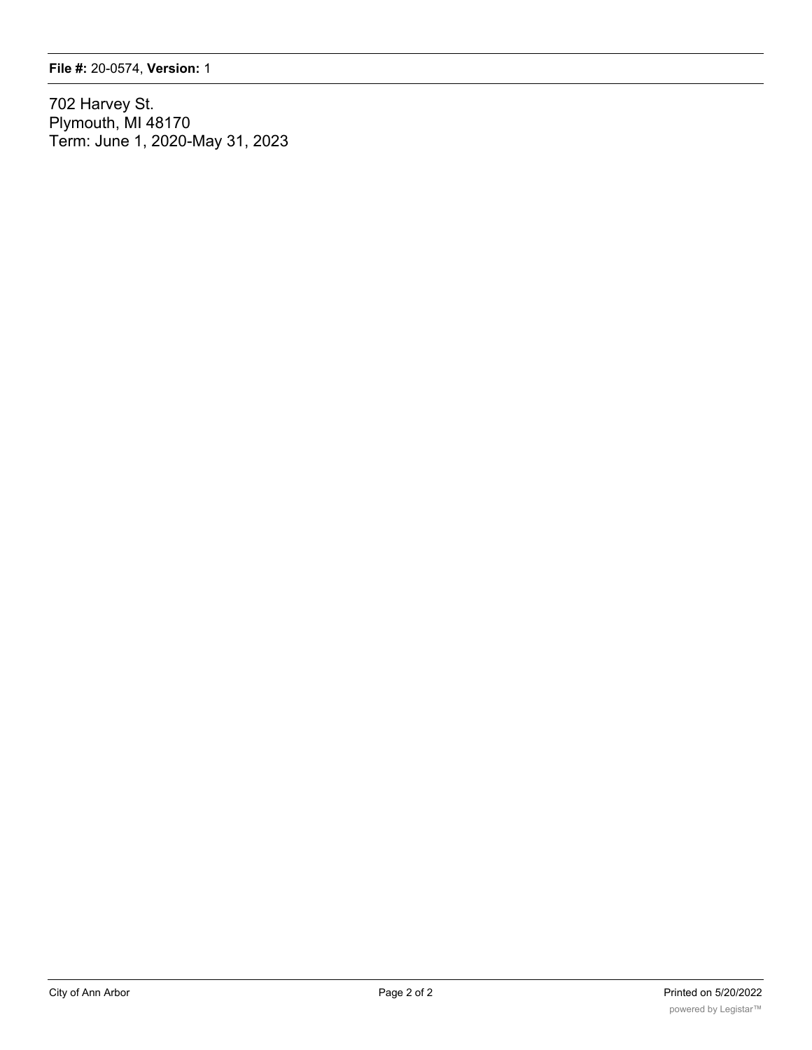702 Harvey St.
Plymouth, MI 48170
Term: June 1, 2020-May 31, 2023